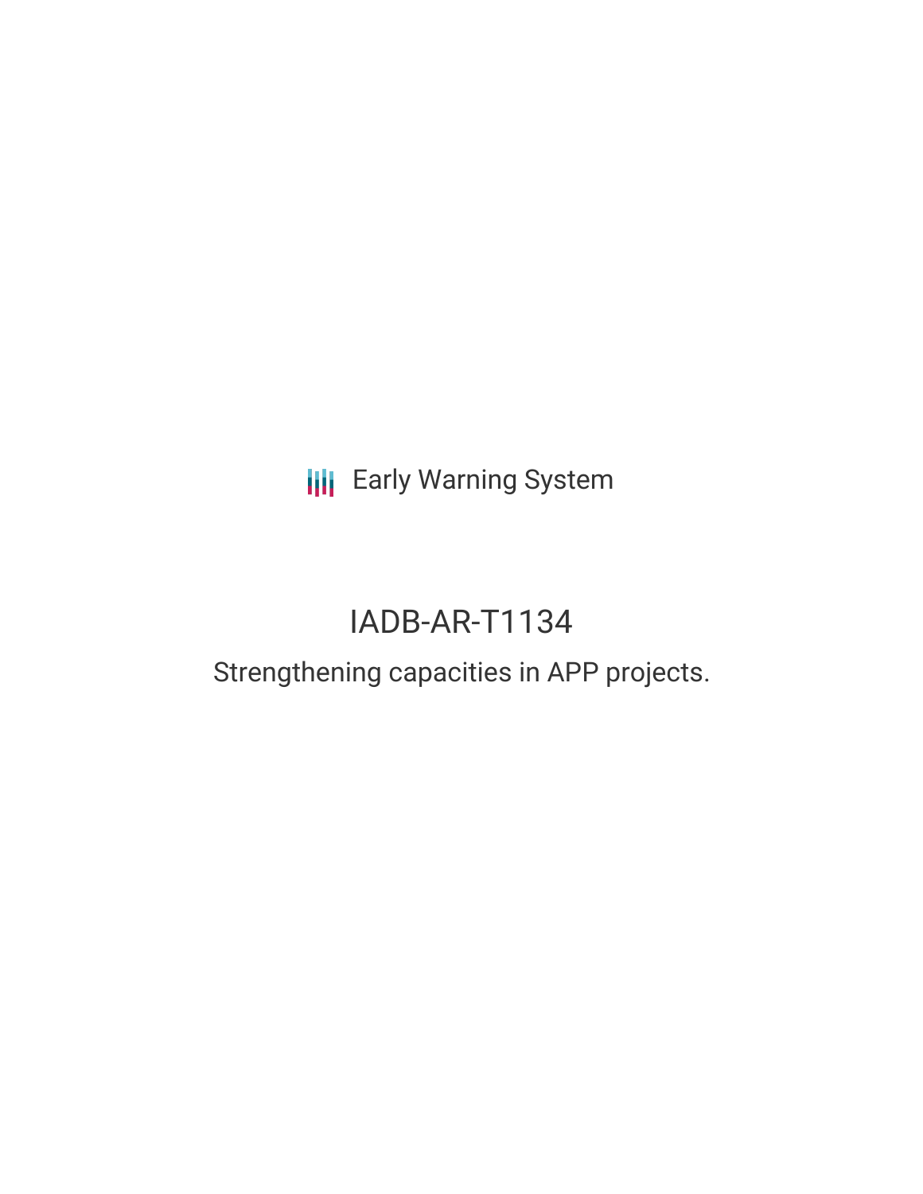Early Warning System

# IADB-AR-T1134

## Strengthening capacities in APP projects.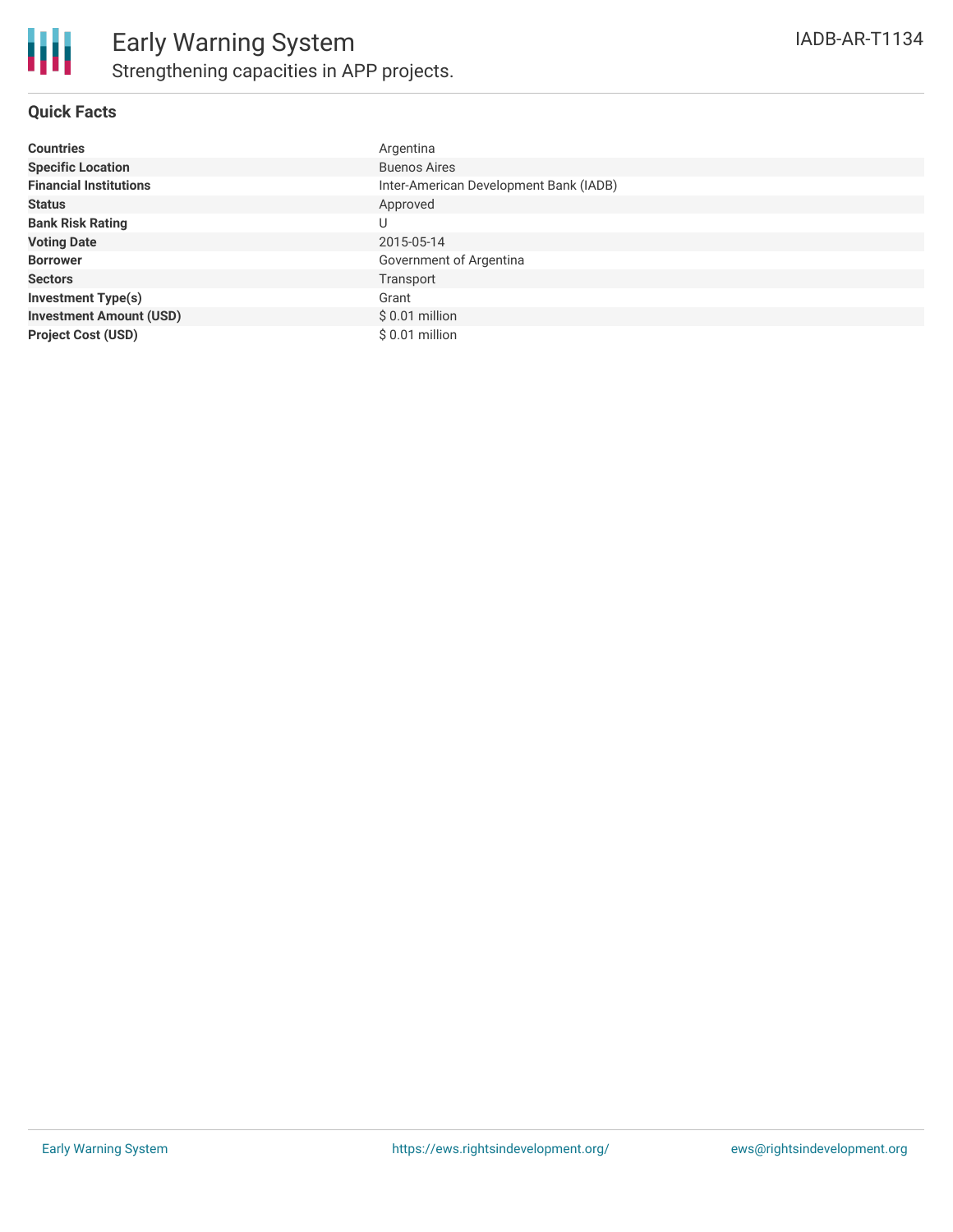# Early Warning System

## Strengthening capacities in APP projects.

IADB-AR-T1134

### Quick Facts

| | |
|---|---|
| **Countries** | Argentina |
| **Specific Location** | Buenos Aires |
| **Financial Institutions** | Inter-American Development Bank (IADB) |
| **Status** | Approved |
| **Bank Risk Rating** | U |
| **Voting Date** | 2015-05-14 |
| **Borrower** | Government of Argentina |
| **Sectors** | Transport |
| **Investment Type(s)** | Grant |
| **Investment Amount (USD)** | $ 0.01 million |
| **Project Cost (USD)** | $ 0.01 million |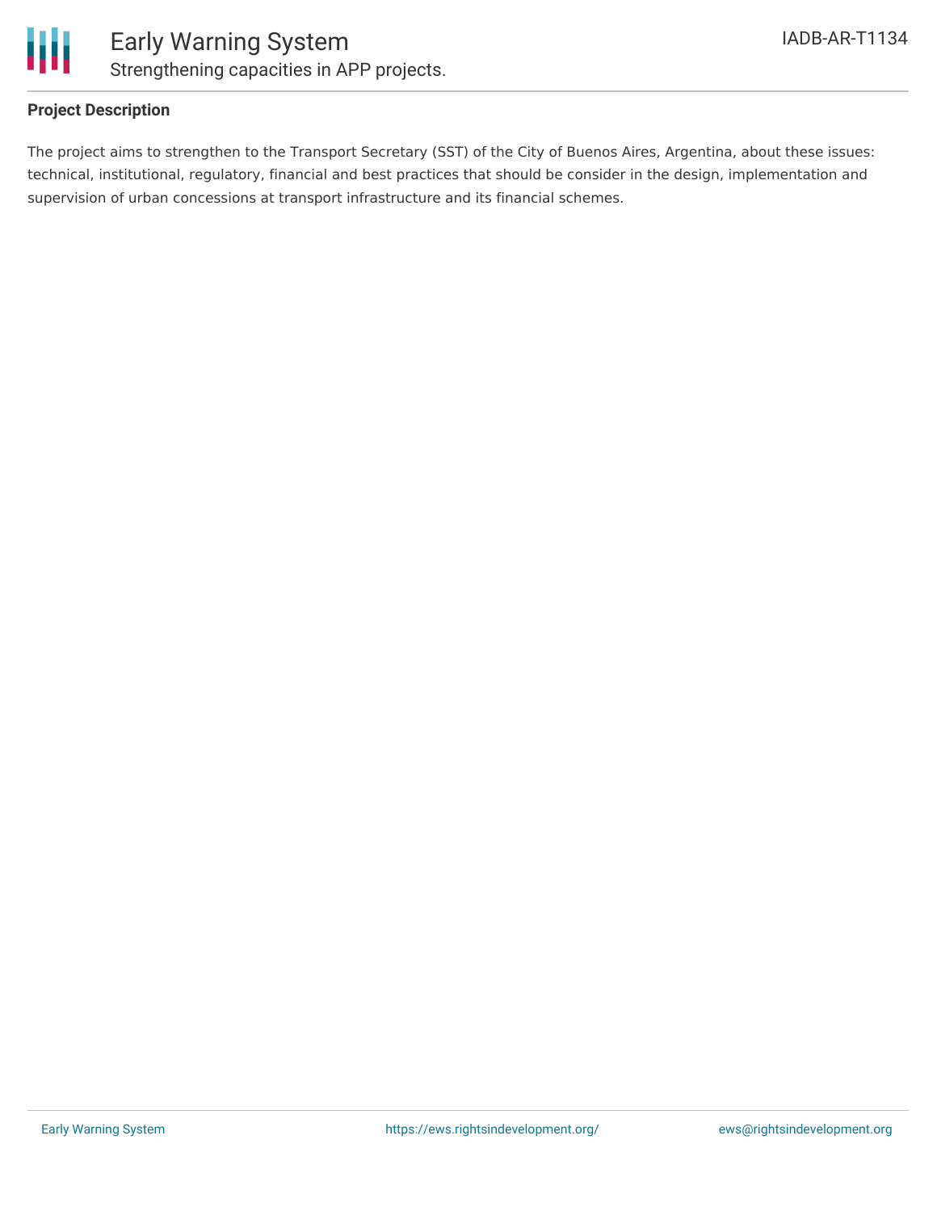## Project Description

The project aims to strengthen to the Transport Secretary (SST) of the City of Buenos Aires, Argentina, about these issues: technical, institutional, regulatory, financial and best practices that should be consider in the design, implementation and supervision of urban concessions at transport infrastructure and its financial schemes.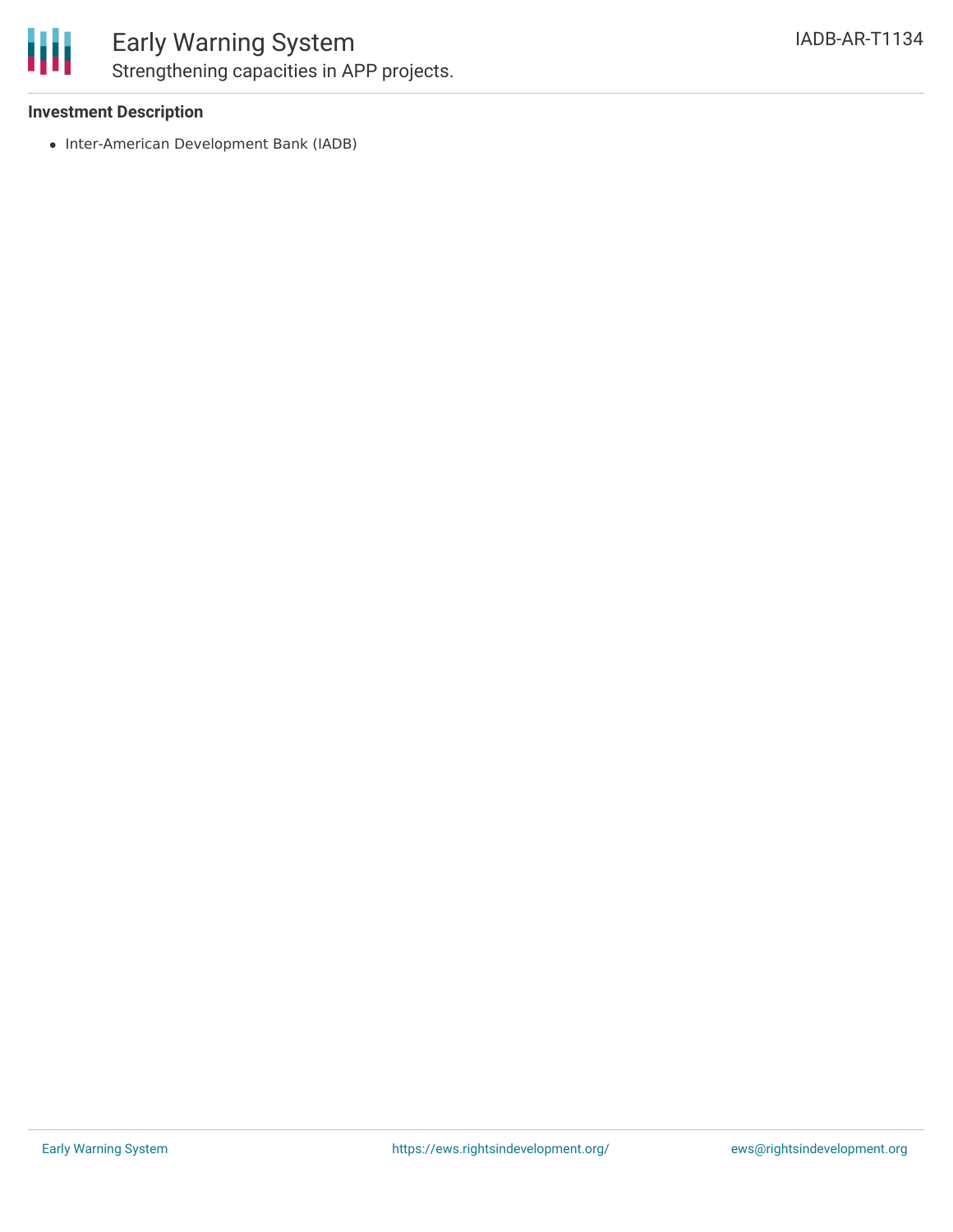**Investment Description**

- Inter-American Development Bank (IADB)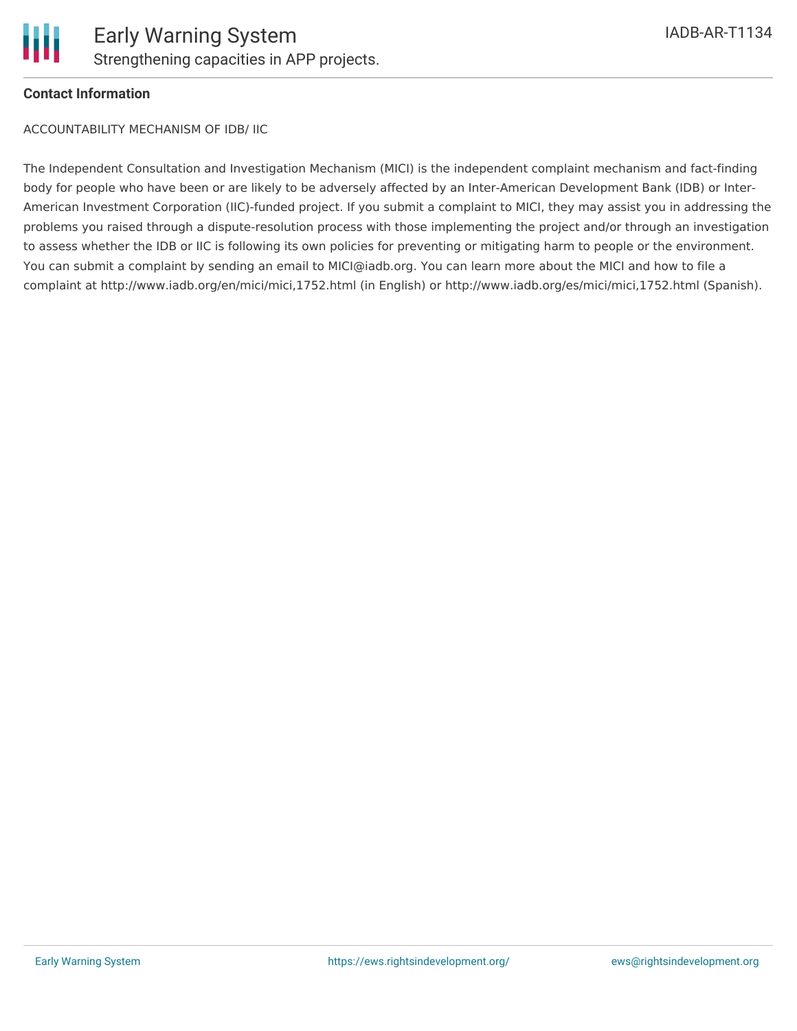**Contact Information**

ACCOUNTABILITY MECHANISM OF IDB/ IIC

The Independent Consultation and Investigation Mechanism (MICI) is the independent complaint mechanism and fact-finding body for people who have been or are likely to be adversely affected by an Inter-American Development Bank (IDB) or Inter-American Investment Corporation (IIC)-funded project. If you submit a complaint to MICI, they may assist you in addressing the problems you raised through a dispute-resolution process with those implementing the project and/or through an investigation to assess whether the IDB or IIC is following its own policies for preventing or mitigating harm to people or the environment. You can submit a complaint by sending an email to MICI@iadb.org. You can learn more about the MICI and how to file a complaint at http://www.iadb.org/en/mici/mici,1752.html (in English) or http://www.iadb.org/es/mici/mici,1752.html (Spanish).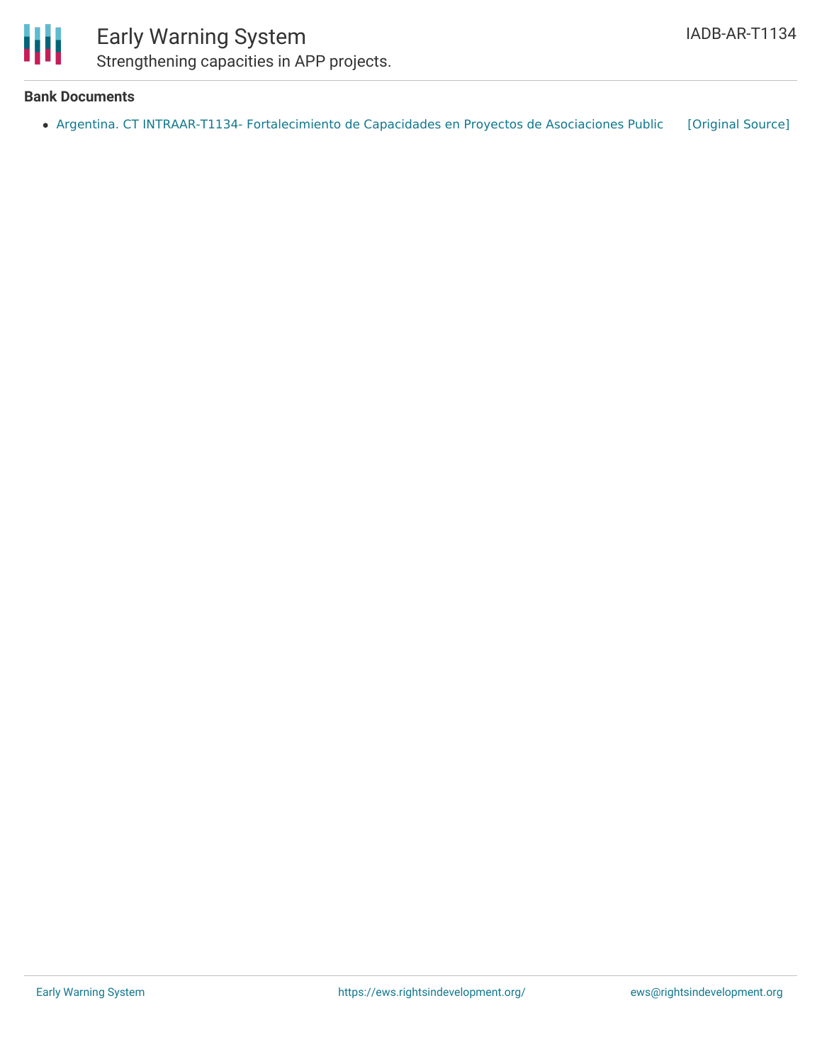**Bank Documents**

- Argentina. CT INTRAAR-T1134- Fortalecimiento de Capacidades en Proyectos de Asociaciones Public [Original Source]